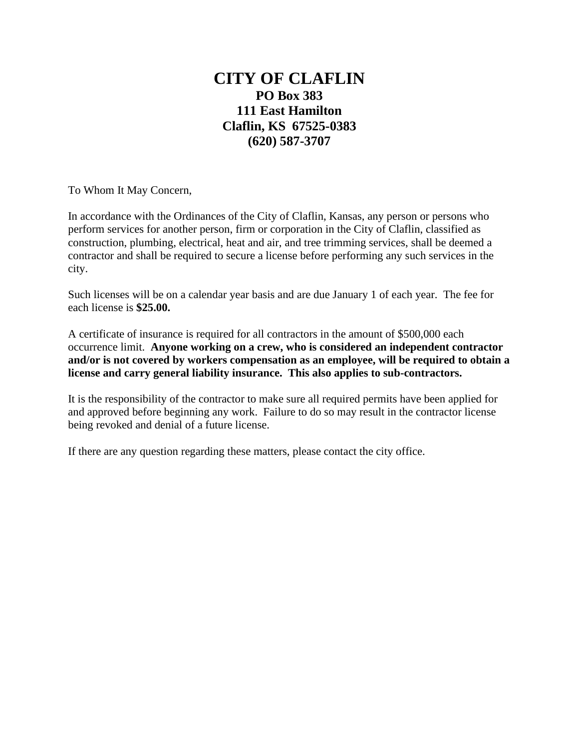# CITY OF CLAFLIN

**PO Box 383**
**111 East Hamilton**
**Claflin, KS 67525-0383**
**(620) 587-3707**

To Whom It May Concern,

In accordance with the Ordinances of the City of Claflin, Kansas, any person or persons who perform services for another person, firm or corporation in the City of Claflin, classified as construction, plumbing, electrical, heat and air, and tree trimming services, shall be deemed a contractor and shall be required to secure a license before performing any such services in the city.

Such licenses will be on a calendar year basis and are due January 1 of each year. The fee for each license is **$25.00.**

A certificate of insurance is required for all contractors in the amount of $500,000 each occurrence limit. **Anyone working on a crew, who is considered an independent contractor and/or is not covered by workers compensation as an employee, will be required to obtain a license and carry general liability insurance. This also applies to sub-contractors.**

It is the responsibility of the contractor to make sure all required permits have been applied for and approved before beginning any work. Failure to do so may result in the contractor license being revoked and denial of a future license.

If there are any question regarding these matters, please contact the city office.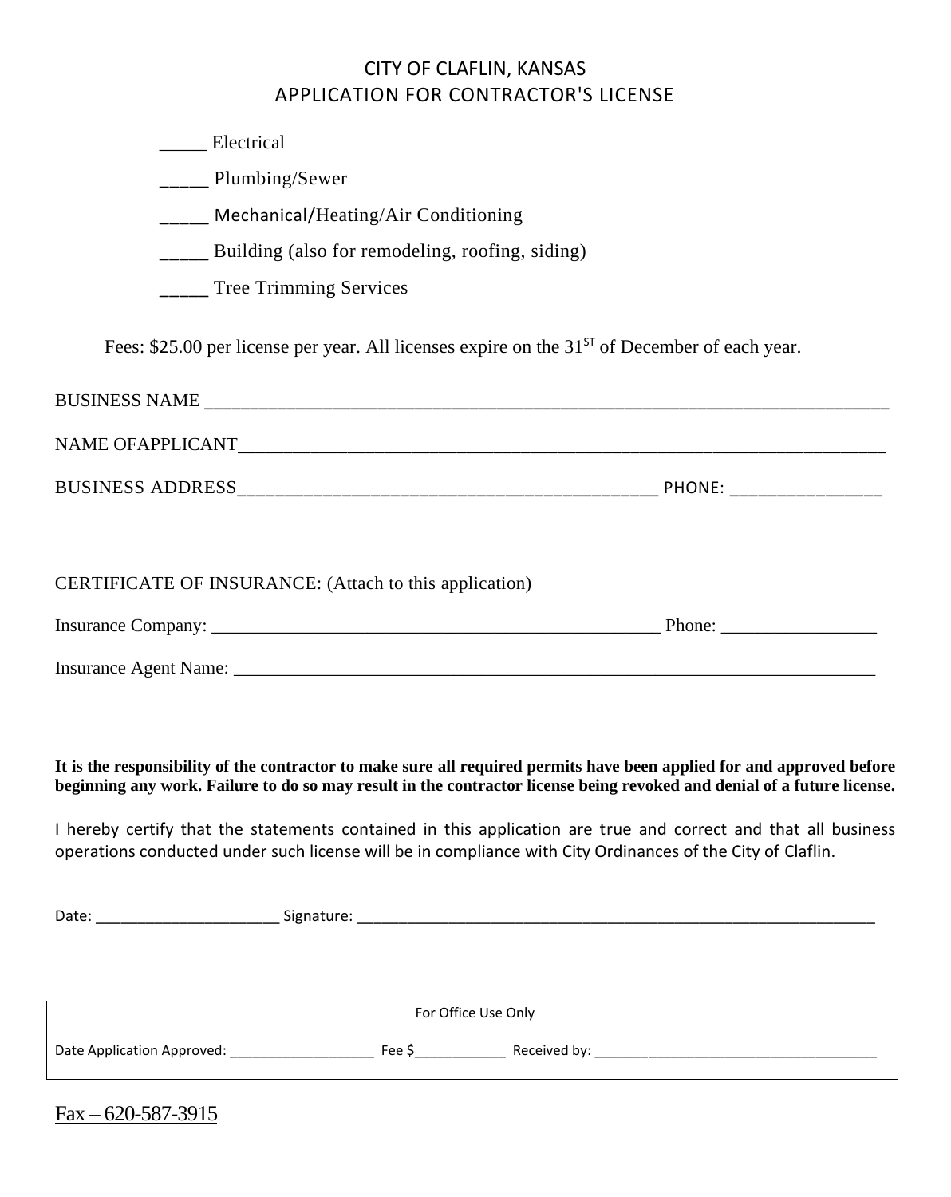# CITY OF CLAFLIN, KANSAS
## APPLICATION FOR CONTRACTOR'S LICENSE

_____ Electrical

_____ Plumbing/Sewer

_____ Mechanical/Heating/Air Conditioning

_____ Building (also for remodeling, roofing, siding)

_____ Tree Trimming Services

Fees: $25.00 per license per year. All licenses expire on the 31ST of December of each year.

BUSINESS NAME ___________________________________________________________________________

NAME OFAPPLICANT______________________________________________________________________

BUSINESS ADDRESS_______________________________________________ PHONE: ________________

CERTIFICATE OF INSURANCE: (Attach to this application)

Insurance Company: __________________________________________________ Phone: _________________

Insurance Agent Name: _________________________________________________________________________

**It is the responsibility of the contractor to make sure all required permits have been applied for and approved before beginning any work. Failure to do so may result in the contractor license being revoked and denial of a future license.**

I hereby certify that the statements contained in this application are true and correct and that all business operations conducted under such license will be in compliance with City Ordinances of the City of Claflin.

Date: ______________________ Signature: _________________________________________________________________

For Office Use Only

Date Application Approved: ___________________ Fee $____________ Received by: ____________________________________

Fax – 620-587-3915